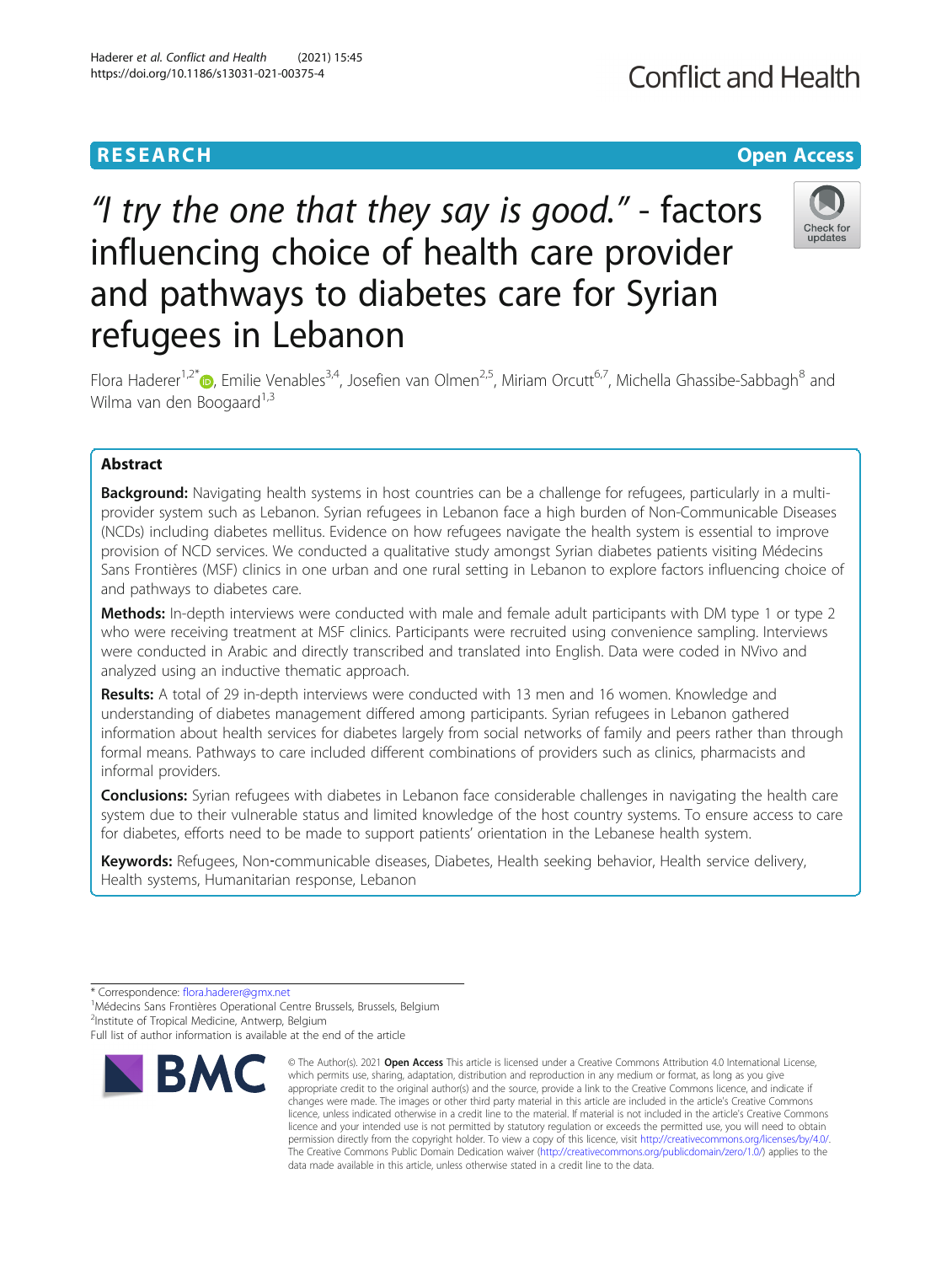RESEARCH

Open Access

# "I try the one that they say is good." - factors influencing choice of health care provider and pathways to diabetes care for Syrian refugees in Lebanon

Flora Haderer[1,2*], Emilie Venables[3,4], Josefien van Olmen[2,5], Miriam Orcutt[6,7], Michella Ghassibe-Sabbagh[8] and Wilma van den Boogaard[1,3]

## Abstract

**Background:** Navigating health systems in host countries can be a challenge for refugees, particularly in a multi-provider system such as Lebanon. Syrian refugees in Lebanon face a high burden of Non-Communicable Diseases (NCDs) including diabetes mellitus. Evidence on how refugees navigate the health system is essential to improve provision of NCD services. We conducted a qualitative study amongst Syrian diabetes patients visiting Médecins Sans Frontières (MSF) clinics in one urban and one rural setting in Lebanon to explore factors influencing choice of and pathways to diabetes care.

**Methods:** In-depth interviews were conducted with male and female adult participants with DM type 1 or type 2 who were receiving treatment at MSF clinics. Participants were recruited using convenience sampling. Interviews were conducted in Arabic and directly transcribed and translated into English. Data were coded in NVivo and analyzed using an inductive thematic approach.

**Results:** A total of 29 in-depth interviews were conducted with 13 men and 16 women. Knowledge and understanding of diabetes management differed among participants. Syrian refugees in Lebanon gathered information about health services for diabetes largely from social networks of family and peers rather than through formal means. Pathways to care included different combinations of providers such as clinics, pharmacists and informal providers.

**Conclusions:** Syrian refugees with diabetes in Lebanon face considerable challenges in navigating the health care system due to their vulnerable status and limited knowledge of the host country systems. To ensure access to care for diabetes, efforts need to be made to support patients' orientation in the Lebanese health system.

**Keywords:** Refugees, Non-communicable diseases, Diabetes, Health seeking behavior, Health service delivery, Health systems, Humanitarian response, Lebanon

* Correspondence: flora.haderer@gmx.net
[1]Médecins Sans Frontières Operational Centre Brussels, Brussels, Belgium
[2]Institute of Tropical Medicine, Antwerp, Belgium
Full list of author information is available at the end of the article

© The Author(s). 2021 **Open Access** This article is licensed under a Creative Commons Attribution 4.0 International License, which permits use, sharing, adaptation, distribution and reproduction in any medium or format, as long as you give appropriate credit to the original author(s) and the source, provide a link to the Creative Commons licence, and indicate if changes were made. The images or other third party material in this article are included in the article's Creative Commons licence, unless indicated otherwise in a credit line to the material. If material is not included in the article's Creative Commons licence and your intended use is not permitted by statutory regulation or exceeds the permitted use, you will need to obtain permission directly from the copyright holder. To view a copy of this licence, visit http://creativecommons.org/licenses/by/4.0/. The Creative Commons Public Domain Dedication waiver (http://creativecommons.org/publicdomain/zero/1.0/) applies to the data made available in this article, unless otherwise stated in a credit line to the data.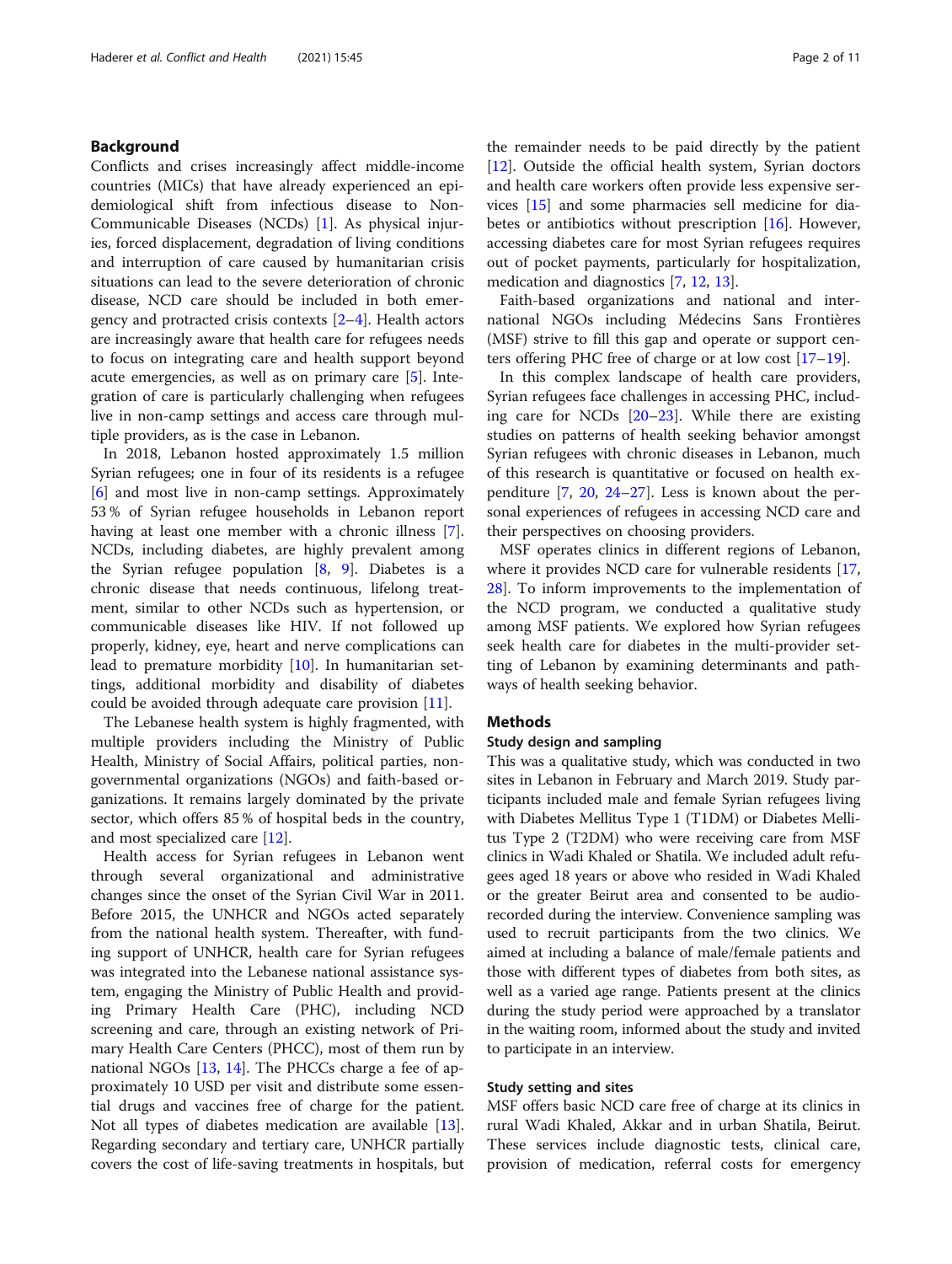## Background

Conflicts and crises increasingly affect middle-income countries (MICs) that have already experienced an epidemiological shift from infectious disease to Non-Communicable Diseases (NCDs) [1]. As physical injuries, forced displacement, degradation of living conditions and interruption of care caused by humanitarian crisis situations can lead to the severe deterioration of chronic disease, NCD care should be included in both emergency and protracted crisis contexts [2–4]. Health actors are increasingly aware that health care for refugees needs to focus on integrating care and health support beyond acute emergencies, as well as on primary care [5]. Integration of care is particularly challenging when refugees live in non-camp settings and access care through multiple providers, as is the case in Lebanon.

In 2018, Lebanon hosted approximately 1.5 million Syrian refugees; one in four of its residents is a refugee [6] and most live in non-camp settings. Approximately 53 % of Syrian refugee households in Lebanon report having at least one member with a chronic illness [7]. NCDs, including diabetes, are highly prevalent among the Syrian refugee population [8, 9]. Diabetes is a chronic disease that needs continuous, lifelong treatment, similar to other NCDs such as hypertension, or communicable diseases like HIV. If not followed up properly, kidney, eye, heart and nerve complications can lead to premature morbidity [10]. In humanitarian settings, additional morbidity and disability of diabetes could be avoided through adequate care provision [11].

The Lebanese health system is highly fragmented, with multiple providers including the Ministry of Public Health, Ministry of Social Affairs, political parties, non-governmental organizations (NGOs) and faith-based organizations. It remains largely dominated by the private sector, which offers 85 % of hospital beds in the country, and most specialized care [12].

Health access for Syrian refugees in Lebanon went through several organizational and administrative changes since the onset of the Syrian Civil War in 2011. Before 2015, the UNHCR and NGOs acted separately from the national health system. Thereafter, with funding support of UNHCR, health care for Syrian refugees was integrated into the Lebanese national assistance system, engaging the Ministry of Public Health and providing Primary Health Care (PHC), including NCD screening and care, through an existing network of Primary Health Care Centers (PHCC), most of them run by national NGOs [13, 14]. The PHCCs charge a fee of approximately 10 USD per visit and distribute some essential drugs and vaccines free of charge for the patient. Not all types of diabetes medication are available [13]. Regarding secondary and tertiary care, UNHCR partially covers the cost of life-saving treatments in hospitals, but the remainder needs to be paid directly by the patient [12]. Outside the official health system, Syrian doctors and health care workers often provide less expensive services [15] and some pharmacies sell medicine for diabetes or antibiotics without prescription [16]. However, accessing diabetes care for most Syrian refugees requires out of pocket payments, particularly for hospitalization, medication and diagnostics [7, 12, 13].

Faith-based organizations and national and international NGOs including Médecins Sans Frontières (MSF) strive to fill this gap and operate or support centers offering PHC free of charge or at low cost [17–19].

In this complex landscape of health care providers, Syrian refugees face challenges in accessing PHC, including care for NCDs [20–23]. While there are existing studies on patterns of health seeking behavior amongst Syrian refugees with chronic diseases in Lebanon, much of this research is quantitative or focused on health expenditure [7, 20, 24–27]. Less is known about the personal experiences of refugees in accessing NCD care and their perspectives on choosing providers.

MSF operates clinics in different regions of Lebanon, where it provides NCD care for vulnerable residents [17, 28]. To inform improvements to the implementation of the NCD program, we conducted a qualitative study among MSF patients. We explored how Syrian refugees seek health care for diabetes in the multi-provider setting of Lebanon by examining determinants and pathways of health seeking behavior.

## Methods

### Study design and sampling

This was a qualitative study, which was conducted in two sites in Lebanon in February and March 2019. Study participants included male and female Syrian refugees living with Diabetes Mellitus Type 1 (T1DM) or Diabetes Mellitus Type 2 (T2DM) who were receiving care from MSF clinics in Wadi Khaled or Shatila. We included adult refugees aged 18 years or above who resided in Wadi Khaled or the greater Beirut area and consented to be audio-recorded during the interview. Convenience sampling was used to recruit participants from the two clinics. We aimed at including a balance of male/female patients and those with different types of diabetes from both sites, as well as a varied age range. Patients present at the clinics during the study period were approached by a translator in the waiting room, informed about the study and invited to participate in an interview.

### Study setting and sites

MSF offers basic NCD care free of charge at its clinics in rural Wadi Khaled, Akkar and in urban Shatila, Beirut. These services include diagnostic tests, clinical care, provision of medication, referral costs for emergency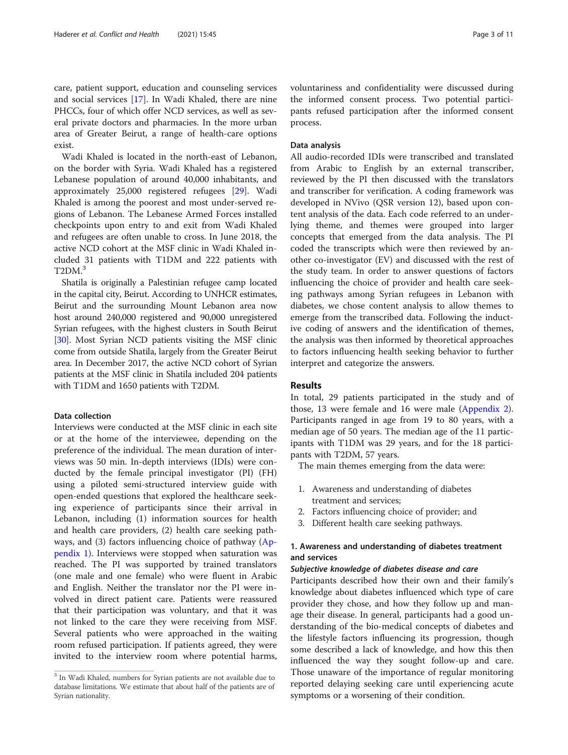care, patient support, education and counseling services and social services [17]. In Wadi Khaled, there are nine PHCCs, four of which offer NCD services, as well as several private doctors and pharmacies. In the more urban area of Greater Beirut, a range of health-care options exist.

Wadi Khaled is located in the north-east of Lebanon, on the border with Syria. Wadi Khaled has a registered Lebanese population of around 40,000 inhabitants, and approximately 25,000 registered refugees [29]. Wadi Khaled is among the poorest and most under-served regions of Lebanon. The Lebanese Armed Forces installed checkpoints upon entry to and exit from Wadi Khaled and refugees are often unable to cross. In June 2018, the active NCD cohort at the MSF clinic in Wadi Khaled included 31 patients with T1DM and 222 patients with T2DM.[3]

Shatila is originally a Palestinian refugee camp located in the capital city, Beirut. According to UNHCR estimates, Beirut and the surrounding Mount Lebanon area now host around 240,000 registered and 90,000 unregistered Syrian refugees, with the highest clusters in South Beirut [30]. Most Syrian NCD patients visiting the MSF clinic come from outside Shatila, largely from the Greater Beirut area. In December 2017, the active NCD cohort of Syrian patients at the MSF clinic in Shatila included 204 patients with T1DM and 1650 patients with T2DM.

#### Data collection

Interviews were conducted at the MSF clinic in each site or at the home of the interviewee, depending on the preference of the individual. The mean duration of interviews was 50 min. In-depth interviews (IDIs) were conducted by the female principal investigator (PI) (FH) using a piloted semi-structured interview guide with open-ended questions that explored the healthcare seeking experience of participants since their arrival in Lebanon, including (1) information sources for health and health care providers, (2) health care seeking pathways, and (3) factors influencing choice of pathway (Appendix 1). Interviews were stopped when saturation was reached. The PI was supported by trained translators (one male and one female) who were fluent in Arabic and English. Neither the translator nor the PI were involved in direct patient care. Patients were reassured that their participation was voluntary, and that it was not linked to the care they were receiving from MSF. Several patients who were approached in the waiting room refused participation. If patients agreed, they were invited to the interview room where potential harms, voluntariness and confidentiality were discussed during the informed consent process. Two potential participants refused participation after the informed consent process.

#### Data analysis

All audio-recorded IDIs were transcribed and translated from Arabic to English by an external transcriber, reviewed by the PI then discussed with the translators and transcriber for verification. A coding framework was developed in NVivo (QSR version 12), based upon content analysis of the data. Each code referred to an underlying theme, and themes were grouped into larger concepts that emerged from the data analysis. The PI coded the transcripts which were then reviewed by another co-investigator (EV) and discussed with the rest of the study team. In order to answer questions of factors influencing the choice of provider and health care seeking pathways among Syrian refugees in Lebanon with diabetes, we chose content analysis to allow themes to emerge from the transcribed data. Following the inductive coding of answers and the identification of themes, the analysis was then informed by theoretical approaches to factors influencing health seeking behavior to further interpret and categorize the answers.

## Results

In total, 29 patients participated in the study and of those, 13 were female and 16 were male (Appendix 2). Participants ranged in age from 19 to 80 years, with a median age of 50 years. The median age of the 11 participants with T1DM was 29 years, and for the 18 participants with T2DM, 57 years.

The main themes emerging from the data were:

1. Awareness and understanding of diabetes treatment and services;
2. Factors influencing choice of provider; and
3. Different health care seeking pathways.

### 1. Awareness and understanding of diabetes treatment and services

#### *Subjective knowledge of diabetes disease and care*

Participants described how their own and their family's knowledge about diabetes influenced which type of care provider they chose, and how they follow up and manage their disease. In general, participants had a good understanding of the bio-medical concepts of diabetes and the lifestyle factors influencing its progression, though some described a lack of knowledge, and how this then influenced the way they sought follow-up and care. Those unaware of the importance of regular monitoring reported delaying seeking care until experiencing acute symptoms or a worsening of their condition.

[3] In Wadi Khaled, numbers for Syrian patients are not available due to database limitations. We estimate that about half of the patients are of Syrian nationality.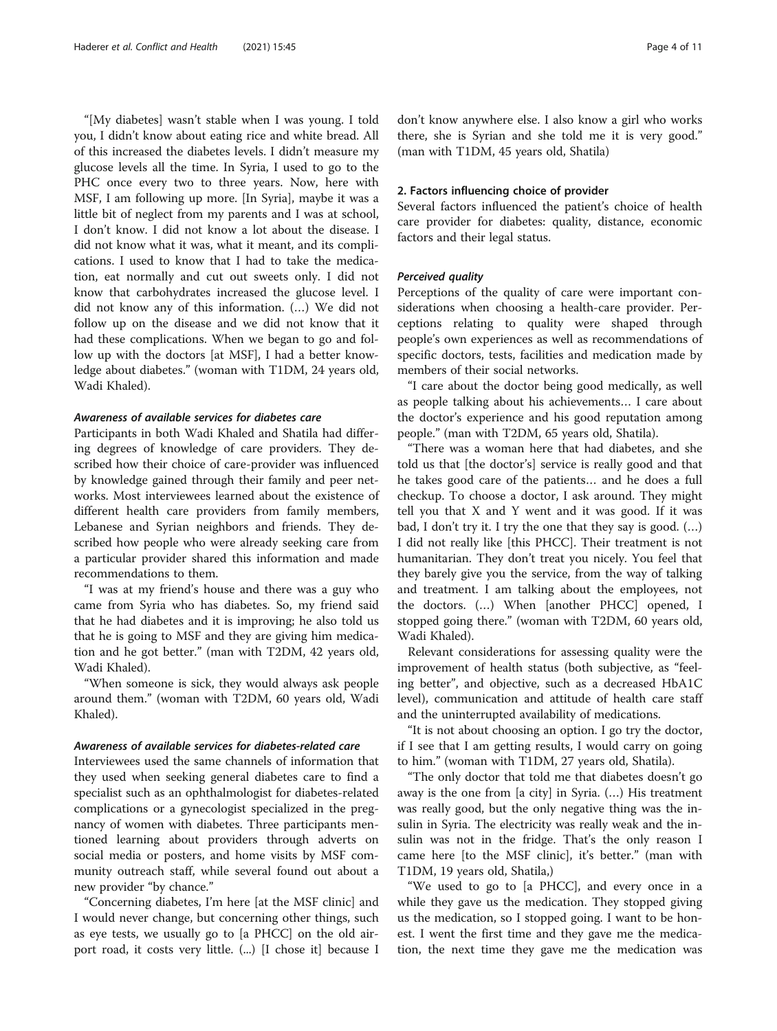"[My diabetes] wasn't stable when I was young. I told you, I didn't know about eating rice and white bread. All of this increased the diabetes levels. I didn't measure my glucose levels all the time. In Syria, I used to go to the PHC once every two to three years. Now, here with MSF, I am following up more. [In Syria], maybe it was a little bit of neglect from my parents and I was at school, I don't know. I did not know a lot about the disease. I did not know what it was, what it meant, and its complications. I used to know that I had to take the medication, eat normally and cut out sweets only. I did not know that carbohydrates increased the glucose level. I did not know any of this information. (…) We did not follow up on the disease and we did not know that it had these complications. When we began to go and follow up with the doctors [at MSF], I had a better knowledge about diabetes." (woman with T1DM, 24 years old, Wadi Khaled).

#### *Awareness of available services for diabetes care*

Participants in both Wadi Khaled and Shatila had differing degrees of knowledge of care providers. They described how their choice of care-provider was influenced by knowledge gained through their family and peer networks. Most interviewees learned about the existence of different health care providers from family members, Lebanese and Syrian neighbors and friends. They described how people who were already seeking care from a particular provider shared this information and made recommendations to them.

"I was at my friend's house and there was a guy who came from Syria who has diabetes. So, my friend said that he had diabetes and it is improving; he also told us that he is going to MSF and they are giving him medication and he got better." (man with T2DM, 42 years old, Wadi Khaled).

"When someone is sick, they would always ask people around them." (woman with T2DM, 60 years old, Wadi Khaled).

#### *Awareness of available services for diabetes-related care*

Interviewees used the same channels of information that they used when seeking general diabetes care to find a specialist such as an ophthalmologist for diabetes-related complications or a gynecologist specialized in the pregnancy of women with diabetes. Three participants mentioned learning about providers through adverts on social media or posters, and home visits by MSF community outreach staff, while several found out about a new provider "by chance."

"Concerning diabetes, I'm here [at the MSF clinic] and I would never change, but concerning other things, such as eye tests, we usually go to [a PHCC] on the old airport road, it costs very little. (...) [I chose it] because I don't know anywhere else. I also know a girl who works there, she is Syrian and she told me it is very good." (man with T1DM, 45 years old, Shatila)

### 2. Factors influencing choice of provider

Several factors influenced the patient's choice of health care provider for diabetes: quality, distance, economic factors and their legal status.

#### *Perceived quality*

Perceptions of the quality of care were important considerations when choosing a health-care provider. Perceptions relating to quality were shaped through people's own experiences as well as recommendations of specific doctors, tests, facilities and medication made by members of their social networks.

"I care about the doctor being good medically, as well as people talking about his achievements… I care about the doctor's experience and his good reputation among people." (man with T2DM, 65 years old, Shatila).

"There was a woman here that had diabetes, and she told us that [the doctor's] service is really good and that he takes good care of the patients… and he does a full checkup. To choose a doctor, I ask around. They might tell you that X and Y went and it was good. If it was bad, I don't try it. I try the one that they say is good. (…) I did not really like [this PHCC]. Their treatment is not humanitarian. They don't treat you nicely. You feel that they barely give you the service, from the way of talking and treatment. I am talking about the employees, not the doctors. (…) When [another PHCC] opened, I stopped going there." (woman with T2DM, 60 years old, Wadi Khaled).

Relevant considerations for assessing quality were the improvement of health status (both subjective, as "feeling better", and objective, such as a decreased HbA1C level), communication and attitude of health care staff and the uninterrupted availability of medications.

"It is not about choosing an option. I go try the doctor, if I see that I am getting results, I would carry on going to him." (woman with T1DM, 27 years old, Shatila).

"The only doctor that told me that diabetes doesn't go away is the one from [a city] in Syria. (…) His treatment was really good, but the only negative thing was the insulin in Syria. The electricity was really weak and the insulin was not in the fridge. That's the only reason I came here [to the MSF clinic], it's better." (man with T1DM, 19 years old, Shatila,)

"We used to go to [a PHCC], and every once in a while they gave us the medication. They stopped giving us the medication, so I stopped going. I want to be honest. I went the first time and they gave me the medication, the next time they gave me the medication was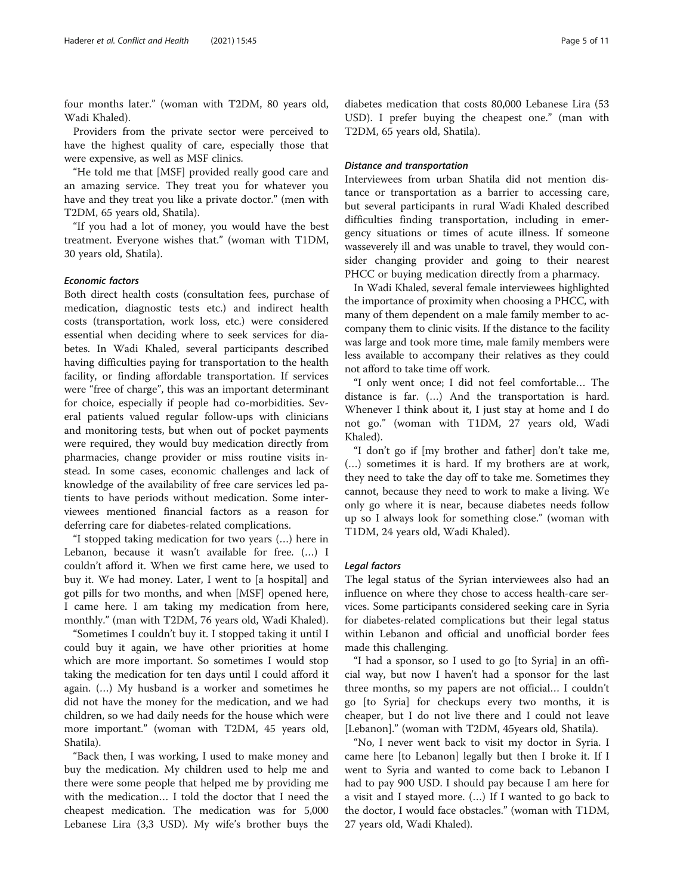four months later." (woman with T2DM, 80 years old, Wadi Khaled).

Providers from the private sector were perceived to have the highest quality of care, especially those that were expensive, as well as MSF clinics.

"He told me that [MSF] provided really good care and an amazing service. They treat you for whatever you have and they treat you like a private doctor." (men with T2DM, 65 years old, Shatila).

"If you had a lot of money, you would have the best treatment. Everyone wishes that." (woman with T1DM, 30 years old, Shatila).

#### *Economic factors*

Both direct health costs (consultation fees, purchase of medication, diagnostic tests etc.) and indirect health costs (transportation, work loss, etc.) were considered essential when deciding where to seek services for diabetes. In Wadi Khaled, several participants described having difficulties paying for transportation to the health facility, or finding affordable transportation. If services were "free of charge", this was an important determinant for choice, especially if people had co-morbidities. Several patients valued regular follow-ups with clinicians and monitoring tests, but when out of pocket payments were required, they would buy medication directly from pharmacies, change provider or miss routine visits instead. In some cases, economic challenges and lack of knowledge of the availability of free care services led patients to have periods without medication. Some interviewees mentioned financial factors as a reason for deferring care for diabetes-related complications.

"I stopped taking medication for two years (…) here in Lebanon, because it wasn't available for free. (…) I couldn't afford it. When we first came here, we used to buy it. We had money. Later, I went to [a hospital] and got pills for two months, and when [MSF] opened here, I came here. I am taking my medication from here, monthly." (man with T2DM, 76 years old, Wadi Khaled).

"Sometimes I couldn't buy it. I stopped taking it until I could buy it again, we have other priorities at home which are more important. So sometimes I would stop taking the medication for ten days until I could afford it again. (…) My husband is a worker and sometimes he did not have the money for the medication, and we had children, so we had daily needs for the house which were more important." (woman with T2DM, 45 years old, Shatila).

"Back then, I was working, I used to make money and buy the medication. My children used to help me and there were some people that helped me by providing me with the medication… I told the doctor that I need the cheapest medication. The medication was for 5,000 Lebanese Lira (3,3 USD). My wife's brother buys the diabetes medication that costs 80,000 Lebanese Lira (53 USD). I prefer buying the cheapest one." (man with T2DM, 65 years old, Shatila).

#### *Distance and transportation*

Interviewees from urban Shatila did not mention distance or transportation as a barrier to accessing care, but several participants in rural Wadi Khaled described difficulties finding transportation, including in emergency situations or times of acute illness. If someone wasseverely ill and was unable to travel, they would consider changing provider and going to their nearest PHCC or buying medication directly from a pharmacy.

In Wadi Khaled, several female interviewees highlighted the importance of proximity when choosing a PHCC, with many of them dependent on a male family member to accompany them to clinic visits. If the distance to the facility was large and took more time, male family members were less available to accompany their relatives as they could not afford to take time off work.

"I only went once; I did not feel comfortable… The distance is far. (…) And the transportation is hard. Whenever I think about it, I just stay at home and I do not go." (woman with T1DM, 27 years old, Wadi Khaled).

"I don't go if [my brother and father] don't take me, (…) sometimes it is hard. If my brothers are at work, they need to take the day off to take me. Sometimes they cannot, because they need to work to make a living. We only go where it is near, because diabetes needs follow up so I always look for something close." (woman with T1DM, 24 years old, Wadi Khaled).

#### *Legal factors*

The legal status of the Syrian interviewees also had an influence on where they chose to access health-care services. Some participants considered seeking care in Syria for diabetes-related complications but their legal status within Lebanon and official and unofficial border fees made this challenging.

"I had a sponsor, so I used to go [to Syria] in an official way, but now I haven't had a sponsor for the last three months, so my papers are not official… I couldn't go [to Syria] for checkups every two months, it is cheaper, but I do not live there and I could not leave [Lebanon]." (woman with T2DM, 45years old, Shatila).

"No, I never went back to visit my doctor in Syria. I came here [to Lebanon] legally but then I broke it. If I went to Syria and wanted to come back to Lebanon I had to pay 900 USD. I should pay because I am here for a visit and I stayed more. (…) If I wanted to go back to the doctor, I would face obstacles." (woman with T1DM, 27 years old, Wadi Khaled).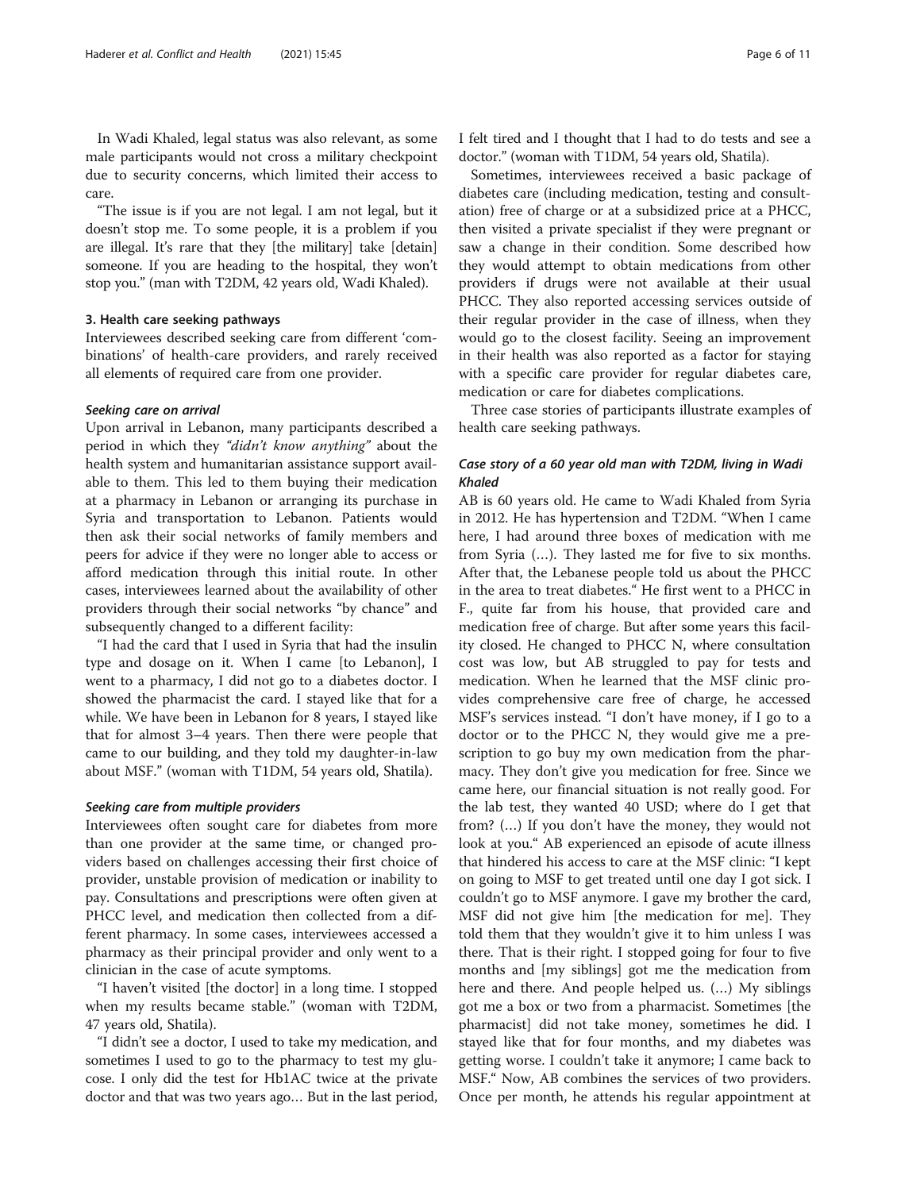In Wadi Khaled, legal status was also relevant, as some male participants would not cross a military checkpoint due to security concerns, which limited their access to care.

"The issue is if you are not legal. I am not legal, but it doesn't stop me. To some people, it is a problem if you are illegal. It's rare that they [the military] take [detain] someone. If you are heading to the hospital, they won't stop you." (man with T2DM, 42 years old, Wadi Khaled).

### 3. Health care seeking pathways

Interviewees described seeking care from different 'combinations' of health-care providers, and rarely received all elements of required care from one provider.

#### *Seeking care on arrival*

Upon arrival in Lebanon, many participants described a period in which they *"didn't know anything"* about the health system and humanitarian assistance support available to them. This led to them buying their medication at a pharmacy in Lebanon or arranging its purchase in Syria and transportation to Lebanon. Patients would then ask their social networks of family members and peers for advice if they were no longer able to access or afford medication through this initial route. In other cases, interviewees learned about the availability of other providers through their social networks "by chance" and subsequently changed to a different facility:

"I had the card that I used in Syria that had the insulin type and dosage on it. When I came [to Lebanon], I went to a pharmacy, I did not go to a diabetes doctor. I showed the pharmacist the card. I stayed like that for a while. We have been in Lebanon for 8 years, I stayed like that for almost 3–4 years. Then there were people that came to our building, and they told my daughter-in-law about MSF." (woman with T1DM, 54 years old, Shatila).

#### *Seeking care from multiple providers*

Interviewees often sought care for diabetes from more than one provider at the same time, or changed providers based on challenges accessing their first choice of provider, unstable provision of medication or inability to pay. Consultations and prescriptions were often given at PHCC level, and medication then collected from a different pharmacy. In some cases, interviewees accessed a pharmacy as their principal provider and only went to a clinician in the case of acute symptoms.

"I haven't visited [the doctor] in a long time. I stopped when my results became stable." (woman with T2DM, 47 years old, Shatila).

"I didn't see a doctor, I used to take my medication, and sometimes I used to go to the pharmacy to test my glucose. I only did the test for Hb1AC twice at the private doctor and that was two years ago… But in the last period, I felt tired and I thought that I had to do tests and see a doctor." (woman with T1DM, 54 years old, Shatila).

Sometimes, interviewees received a basic package of diabetes care (including medication, testing and consultation) free of charge or at a subsidized price at a PHCC, then visited a private specialist if they were pregnant or saw a change in their condition. Some described how they would attempt to obtain medications from other providers if drugs were not available at their usual PHCC. They also reported accessing services outside of their regular provider in the case of illness, when they would go to the closest facility. Seeing an improvement in their health was also reported as a factor for staying with a specific care provider for regular diabetes care, medication or care for diabetes complications.

Three case stories of participants illustrate examples of health care seeking pathways.

#### *Case story of a 60 year old man with T2DM, living in Wadi Khaled*

AB is 60 years old. He came to Wadi Khaled from Syria in 2012. He has hypertension and T2DM. "When I came here, I had around three boxes of medication with me from Syria (…). They lasted me for five to six months. After that, the Lebanese people told us about the PHCC in the area to treat diabetes." He first went to a PHCC in F., quite far from his house, that provided care and medication free of charge. But after some years this facility closed. He changed to PHCC N, where consultation cost was low, but AB struggled to pay for tests and medication. When he learned that the MSF clinic provides comprehensive care free of charge, he accessed MSF's services instead. "I don't have money, if I go to a doctor or to the PHCC N, they would give me a prescription to go buy my own medication from the pharmacy. They don't give you medication for free. Since we came here, our financial situation is not really good. For the lab test, they wanted 40 USD; where do I get that from? (…) If you don't have the money, they would not look at you." AB experienced an episode of acute illness that hindered his access to care at the MSF clinic: "I kept on going to MSF to get treated until one day I got sick. I couldn't go to MSF anymore. I gave my brother the card, MSF did not give him [the medication for me]. They told them that they wouldn't give it to him unless I was there. That is their right. I stopped going for four to five months and [my siblings] got me the medication from here and there. And people helped us. (…) My siblings got me a box or two from a pharmacist. Sometimes [the pharmacist] did not take money, sometimes he did. I stayed like that for four months, and my diabetes was getting worse. I couldn't take it anymore; I came back to MSF." Now, AB combines the services of two providers. Once per month, he attends his regular appointment at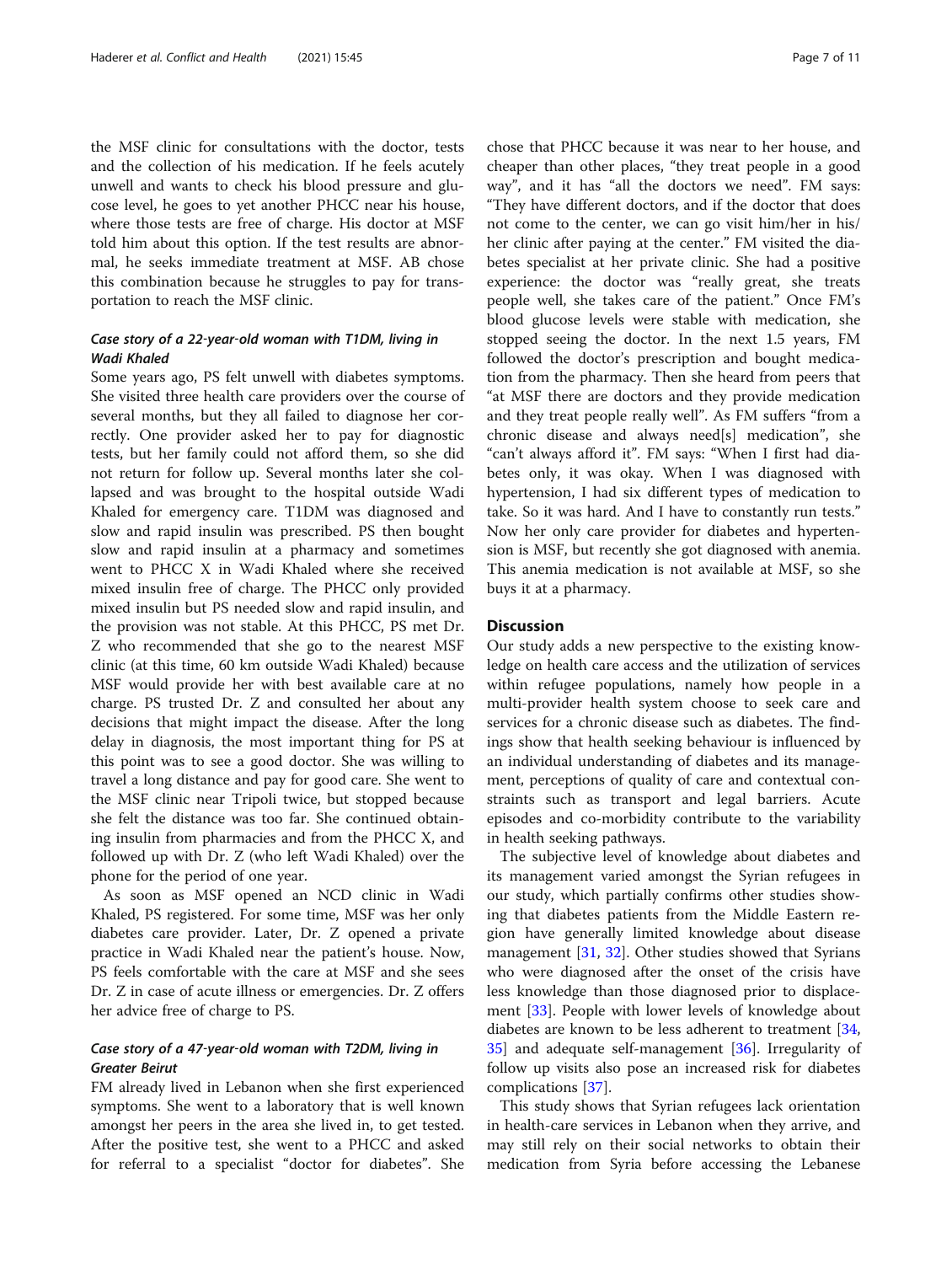the MSF clinic for consultations with the doctor, tests and the collection of his medication. If he feels acutely unwell and wants to check his blood pressure and glucose level, he goes to yet another PHCC near his house, where those tests are free of charge. His doctor at MSF told him about this option. If the test results are abnormal, he seeks immediate treatment at MSF. AB chose this combination because he struggles to pay for transportation to reach the MSF clinic.

#### Case story of a 22-year-old woman with T1DM, living in Wadi Khaled

Some years ago, PS felt unwell with diabetes symptoms. She visited three health care providers over the course of several months, but they all failed to diagnose her correctly. One provider asked her to pay for diagnostic tests, but her family could not afford them, so she did not return for follow up. Several months later she collapsed and was brought to the hospital outside Wadi Khaled for emergency care. T1DM was diagnosed and slow and rapid insulin was prescribed. PS then bought slow and rapid insulin at a pharmacy and sometimes went to PHCC X in Wadi Khaled where she received mixed insulin free of charge. The PHCC only provided mixed insulin but PS needed slow and rapid insulin, and the provision was not stable. At this PHCC, PS met Dr. Z who recommended that she go to the nearest MSF clinic (at this time, 60 km outside Wadi Khaled) because MSF would provide her with best available care at no charge. PS trusted Dr. Z and consulted her about any decisions that might impact the disease. After the long delay in diagnosis, the most important thing for PS at this point was to see a good doctor. She was willing to travel a long distance and pay for good care. She went to the MSF clinic near Tripoli twice, but stopped because she felt the distance was too far. She continued obtaining insulin from pharmacies and from the PHCC X, and followed up with Dr. Z (who left Wadi Khaled) over the phone for the period of one year.

As soon as MSF opened an NCD clinic in Wadi Khaled, PS registered. For some time, MSF was her only diabetes care provider. Later, Dr. Z opened a private practice in Wadi Khaled near the patient's house. Now, PS feels comfortable with the care at MSF and she sees Dr. Z in case of acute illness or emergencies. Dr. Z offers her advice free of charge to PS.

#### Case story of a 47-year-old woman with T2DM, living in Greater Beirut

FM already lived in Lebanon when she first experienced symptoms. She went to a laboratory that is well known amongst her peers in the area she lived in, to get tested. After the positive test, she went to a PHCC and asked for referral to a specialist "doctor for diabetes". She chose that PHCC because it was near to her house, and cheaper than other places, "they treat people in a good way", and it has "all the doctors we need". FM says: "They have different doctors, and if the doctor that does not come to the center, we can go visit him/her in his/her clinic after paying at the center." FM visited the diabetes specialist at her private clinic. She had a positive experience: the doctor was "really great, she treats people well, she takes care of the patient." Once FM's blood glucose levels were stable with medication, she stopped seeing the doctor. In the next 1.5 years, FM followed the doctor's prescription and bought medication from the pharmacy. Then she heard from peers that "at MSF there are doctors and they provide medication and they treat people really well". As FM suffers "from a chronic disease and always need[s] medication", she "can't always afford it". FM says: "When I first had diabetes only, it was okay. When I was diagnosed with hypertension, I had six different types of medication to take. So it was hard. And I have to constantly run tests." Now her only care provider for diabetes and hypertension is MSF, but recently she got diagnosed with anemia. This anemia medication is not available at MSF, so she buys it at a pharmacy.

## Discussion

Our study adds a new perspective to the existing knowledge on health care access and the utilization of services within refugee populations, namely how people in a multi-provider health system choose to seek care and services for a chronic disease such as diabetes. The findings show that health seeking behaviour is influenced by an individual understanding of diabetes and its management, perceptions of quality of care and contextual constraints such as transport and legal barriers. Acute episodes and co-morbidity contribute to the variability in health seeking pathways.

The subjective level of knowledge about diabetes and its management varied amongst the Syrian refugees in our study, which partially confirms other studies showing that diabetes patients from the Middle Eastern region have generally limited knowledge about disease management [31, 32]. Other studies showed that Syrians who were diagnosed after the onset of the crisis have less knowledge than those diagnosed prior to displacement [33]. People with lower levels of knowledge about diabetes are known to be less adherent to treatment [34, 35] and adequate self-management [36]. Irregularity of follow up visits also pose an increased risk for diabetes complications [37].

This study shows that Syrian refugees lack orientation in health-care services in Lebanon when they arrive, and may still rely on their social networks to obtain their medication from Syria before accessing the Lebanese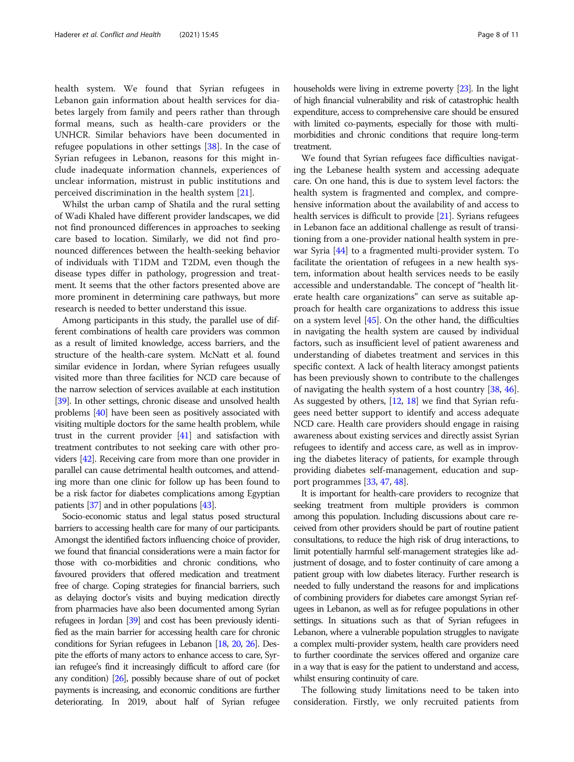health system. We found that Syrian refugees in Lebanon gain information about health services for diabetes largely from family and peers rather than through formal means, such as health-care providers or the UNHCR. Similar behaviors have been documented in refugee populations in other settings [38]. In the case of Syrian refugees in Lebanon, reasons for this might include inadequate information channels, experiences of unclear information, mistrust in public institutions and perceived discrimination in the health system [21].

Whilst the urban camp of Shatila and the rural setting of Wadi Khaled have different provider landscapes, we did not find pronounced differences in approaches to seeking care based to location. Similarly, we did not find pronounced differences between the health-seeking behavior of individuals with T1DM and T2DM, even though the disease types differ in pathology, progression and treatment. It seems that the other factors presented above are more prominent in determining care pathways, but more research is needed to better understand this issue.

Among participants in this study, the parallel use of different combinations of health care providers was common as a result of limited knowledge, access barriers, and the structure of the health-care system. McNatt et al. found similar evidence in Jordan, where Syrian refugees usually visited more than three facilities for NCD care because of the narrow selection of services available at each institution [39]. In other settings, chronic disease and unsolved health problems [40] have been seen as positively associated with visiting multiple doctors for the same health problem, while trust in the current provider [41] and satisfaction with treatment contributes to not seeking care with other providers [42]. Receiving care from more than one provider in parallel can cause detrimental health outcomes, and attending more than one clinic for follow up has been found to be a risk factor for diabetes complications among Egyptian patients [37] and in other populations [43].

Socio-economic status and legal status posed structural barriers to accessing health care for many of our participants. Amongst the identified factors influencing choice of provider, we found that financial considerations were a main factor for those with co-morbidities and chronic conditions, who favoured providers that offered medication and treatment free of charge. Coping strategies for financial barriers, such as delaying doctor's visits and buying medication directly from pharmacies have also been documented among Syrian refugees in Jordan [39] and cost has been previously identified as the main barrier for accessing health care for chronic conditions for Syrian refugees in Lebanon [18, 20, 26]. Despite the efforts of many actors to enhance access to care, Syrian refugee's find it increasingly difficult to afford care (for any condition) [26], possibly because share of out of pocket payments is increasing, and economic conditions are further deteriorating. In 2019, about half of Syrian refugee households were living in extreme poverty [23]. In the light of high financial vulnerability and risk of catastrophic health expenditure, access to comprehensive care should be ensured with limited co-payments, especially for those with multi-morbidities and chronic conditions that require long-term treatment.

We found that Syrian refugees face difficulties navigating the Lebanese health system and accessing adequate care. On one hand, this is due to system level factors: the health system is fragmented and complex, and comprehensive information about the availability of and access to health services is difficult to provide [21]. Syrians refugees in Lebanon face an additional challenge as result of transitioning from a one-provider national health system in pre-war Syria [44] to a fragmented multi-provider system. To facilitate the orientation of refugees in a new health system, information about health services needs to be easily accessible and understandable. The concept of "health literate health care organizations" can serve as suitable approach for health care organizations to address this issue on a system level [45]. On the other hand, the difficulties in navigating the health system are caused by individual factors, such as insufficient level of patient awareness and understanding of diabetes treatment and services in this specific context. A lack of health literacy amongst patients has been previously shown to contribute to the challenges of navigating the health system of a host country [38, 46]. As suggested by others, [12, 18] we find that Syrian refugees need better support to identify and access adequate NCD care. Health care providers should engage in raising awareness about existing services and directly assist Syrian refugees to identify and access care, as well as in improving the diabetes literacy of patients, for example through providing diabetes self-management, education and support programmes [33, 47, 48].

It is important for health-care providers to recognize that seeking treatment from multiple providers is common among this population. Including discussions about care received from other providers should be part of routine patient consultations, to reduce the high risk of drug interactions, to limit potentially harmful self-management strategies like adjustment of dosage, and to foster continuity of care among a patient group with low diabetes literacy. Further research is needed to fully understand the reasons for and implications of combining providers for diabetes care amongst Syrian refugees in Lebanon, as well as for refugee populations in other settings. In situations such as that of Syrian refugees in Lebanon, where a vulnerable population struggles to navigate a complex multi-provider system, health care providers need to further coordinate the services offered and organize care in a way that is easy for the patient to understand and access, whilst ensuring continuity of care.

The following study limitations need to be taken into consideration. Firstly, we only recruited patients from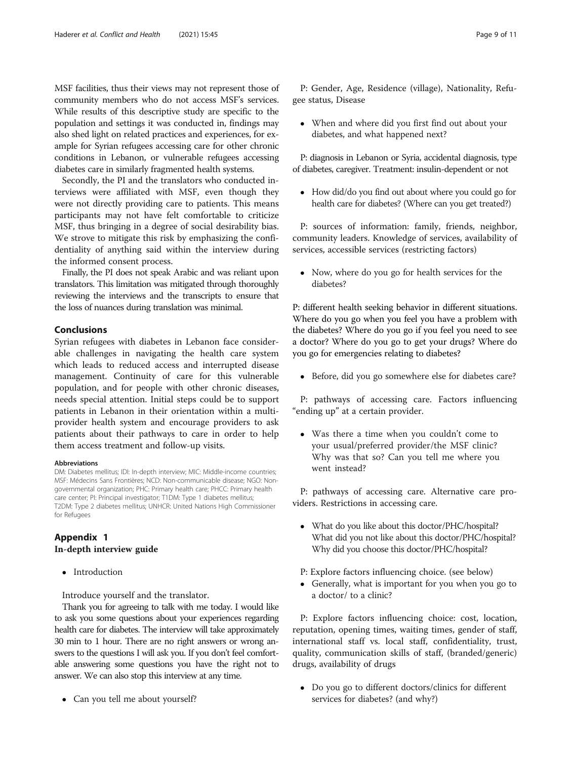MSF facilities, thus their views may not represent those of community members who do not access MSF's services. While results of this descriptive study are specific to the population and settings it was conducted in, findings may also shed light on related practices and experiences, for example for Syrian refugees accessing care for other chronic conditions in Lebanon, or vulnerable refugees accessing diabetes care in similarly fragmented health systems.

Secondly, the PI and the translators who conducted interviews were affiliated with MSF, even though they were not directly providing care to patients. This means participants may not have felt comfortable to criticize MSF, thus bringing in a degree of social desirability bias. We strove to mitigate this risk by emphasizing the confidentiality of anything said within the interview during the informed consent process.

Finally, the PI does not speak Arabic and was reliant upon translators. This limitation was mitigated through thoroughly reviewing the interviews and the transcripts to ensure that the loss of nuances during translation was minimal.

## Conclusions

Syrian refugees with diabetes in Lebanon face considerable challenges in navigating the health care system which leads to reduced access and interrupted disease management. Continuity of care for this vulnerable population, and for people with other chronic diseases, needs special attention. Initial steps could be to support patients in Lebanon in their orientation within a multi-provider health system and encourage providers to ask patients about their pathways to care in order to help them access treatment and follow-up visits.

#### Abbreviations

DM: Diabetes mellitus; IDI: In-depth interview; MIC: Middle-income countries; MSF: Médecins Sans Frontières; NCD: Non-communicable disease; NGO: Non-governmental organization; PHC: Primary health care; PHCC: Primary health care center; PI: Principal investigator; T1DM: Type 1 diabetes mellitus; T2DM: Type 2 diabetes mellitus; UNHCR: United Nations High Commissioner for Refugees

## Appendix 1

### In-depth interview guide

- Introduction

Introduce yourself and the translator.

Thank you for agreeing to talk with me today. I would like to ask you some questions about your experiences regarding health care for diabetes. The interview will take approximately 30 min to 1 hour. There are no right answers or wrong answers to the questions I will ask you. If you don't feel comfortable answering some questions you have the right not to answer. We can also stop this interview at any time.

- Can you tell me about yourself?

P: Gender, Age, Residence (village), Nationality, Refugee status, Disease

- When and where did you first find out about your diabetes, and what happened next?

P: diagnosis in Lebanon or Syria, accidental diagnosis, type of diabetes, caregiver. Treatment: insulin-dependent or not

- How did/do you find out about where you could go for health care for diabetes? (Where can you get treated?)

P: sources of information: family, friends, neighbor, community leaders. Knowledge of services, availability of services, accessible services (restricting factors)

- Now, where do you go for health services for the diabetes?

P: different health seeking behavior in different situations. Where do you go when you feel you have a problem with the diabetes? Where do you go if you feel you need to see a doctor? Where do you go to get your drugs? Where do you go for emergencies relating to diabetes?

- Before, did you go somewhere else for diabetes care?

P: pathways of accessing care. Factors influencing "ending up" at a certain provider.

- Was there a time when you couldn't come to your usual/preferred provider/the MSF clinic? Why was that so? Can you tell me where you went instead?

P: pathways of accessing care. Alternative care providers. Restrictions in accessing care.

- What do you like about this doctor/PHC/hospital? What did you not like about this doctor/PHC/hospital? Why did you choose this doctor/PHC/hospital?

P: Explore factors influencing choice. (see below)

- Generally, what is important for you when you go to a doctor/ to a clinic?

P: Explore factors influencing choice: cost, location, reputation, opening times, waiting times, gender of staff, international staff vs. local staff, confidentiality, trust, quality, communication skills of staff, (branded/generic) drugs, availability of drugs

- Do you go to different doctors/clinics for different services for diabetes? (and why?)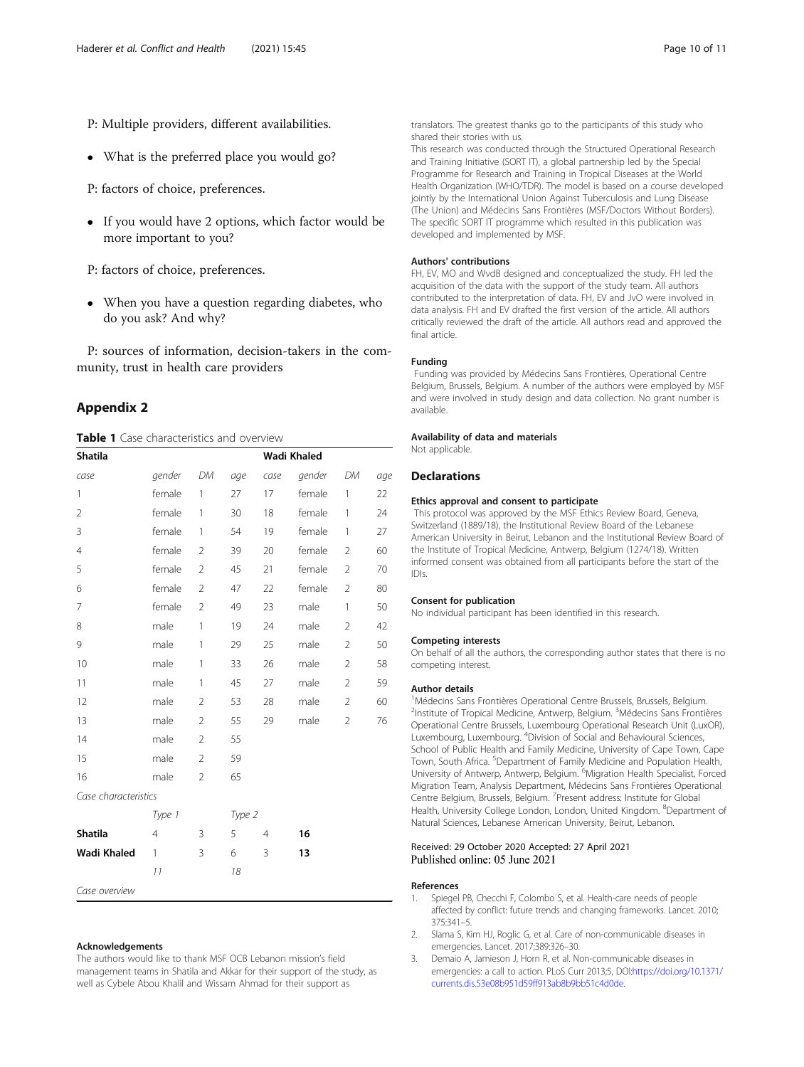P: Multiple providers, different availabilities.

- What is the preferred place you would go?

P: factors of choice, preferences.

- If you would have 2 options, which factor would be more important to you?

P: factors of choice, preferences.

- When you have a question regarding diabetes, who do you ask? And why?

P: sources of information, decision-takers in the community, trust in health care providers

## Appendix 2

**Table 1** Case characteristics and overview

| **Shatila** | | | | **Wadi Khaled** | | | |
|---|---|---|---|---|---|---|---|
| *case* | *gender* | *DM* | *age* | *case* | *gender* | *DM* | *age* |
| 1 | female | 1 | 27 | 17 | female | 1 | 22 |
| 2 | female | 1 | 30 | 18 | female | 1 | 24 |
| 3 | female | 1 | 54 | 19 | female | 1 | 27 |
| 4 | female | 2 | 39 | 20 | female | 2 | 60 |
| 5 | female | 2 | 45 | 21 | female | 2 | 70 |
| 6 | female | 2 | 47 | 22 | female | 2 | 80 |
| 7 | female | 2 | 49 | 23 | male | 1 | 50 |
| 8 | male | 1 | 19 | 24 | male | 2 | 42 |
| 9 | male | 1 | 29 | 25 | male | 2 | 50 |
| 10 | male | 1 | 33 | 26 | male | 2 | 58 |
| 11 | male | 1 | 45 | 27 | male | 2 | 59 |
| 12 | male | 2 | 53 | 28 | male | 2 | 60 |
| 13 | male | 2 | 55 | 29 | male | 2 | 76 |
| 14 | male | 2 | 55 | | | | |
| 15 | male | 2 | 59 | | | | |
| 16 | male | 2 | 65 | | | | |
| *Case characteristics* | | | | | | | |
| | *Type 1* | | *Type 2* | | | | |
| **Shatila** | 4 | 3 | 5 | 4 | **16** | | |
| **Wadi Khaled** | 1 | 3 | 6 | 3 | **13** | | |
| | *11* | | *18* | | | | |
| *Case overview* | | | | | | | |

### Acknowledgements

The authors would like to thank MSF OCB Lebanon mission's field management teams in Shatila and Akkar for their support of the study, as well as Cybele Abou Khalil and Wissam Ahmad for their support as translators. The greatest thanks go to the participants of this study who shared their stories with us.

This research was conducted through the Structured Operational Research and Training Initiative (SORT IT), a global partnership led by the Special Programme for Research and Training in Tropical Diseases at the World Health Organization (WHO/TDR). The model is based on a course developed jointly by the International Union Against Tuberculosis and Lung Disease (The Union) and Médecins Sans Frontières (MSF/Doctors Without Borders). The specific SORT IT programme which resulted in this publication was developed and implemented by MSF.

### Authors' contributions

FH, EV, MO and WvdB designed and conceptualized the study. FH led the acquisition of the data with the support of the study team. All authors contributed to the interpretation of data. FH, EV and JvO were involved in data analysis. FH and EV drafted the first version of the article. All authors critically reviewed the draft of the article. All authors read and approved the final article.

### Funding

Funding was provided by Médecins Sans Frontières, Operational Centre Belgium, Brussels, Belgium. A number of the authors were employed by MSF and were involved in study design and data collection. No grant number is available.

### Availability of data and materials

Not applicable.

## Declarations

### Ethics approval and consent to participate

This protocol was approved by the MSF Ethics Review Board, Geneva, Switzerland (1889/18), the Institutional Review Board of the Lebanese American University in Beirut, Lebanon and the Institutional Review Board of the Institute of Tropical Medicine, Antwerp, Belgium (1274/18). Written informed consent was obtained from all participants before the start of the IDIs.

### Consent for publication

No individual participant has been identified in this research.

### Competing interests

On behalf of all the authors, the corresponding author states that there is no competing interest.

### Author details

[1]Médecins Sans Frontières Operational Centre Brussels, Brussels, Belgium. [2]Institute of Tropical Medicine, Antwerp, Belgium. [3]Médecins Sans Frontières Operational Centre Brussels, Luxembourg Operational Research Unit (LuxOR), Luxembourg, Luxembourg. [4]Division of Social and Behavioural Sciences, School of Public Health and Family Medicine, University of Cape Town, Cape Town, South Africa. [5]Department of Family Medicine and Population Health, University of Antwerp, Antwerp, Belgium. [6]Migration Health Specialist, Forced Migration Team, Analysis Department, Médecins Sans Frontières Operational Centre Belgium, Brussels, Belgium. [7]Present address: Institute for Global Health, University College London, London, United Kingdom. [8]Department of Natural Sciences, Lebanese American University, Beirut, Lebanon.

Received: 29 October 2020 Accepted: 27 April 2021
Published online: 05 June 2021

### References

1. Spiegel PB, Checchi F, Colombo S, et al. Health-care needs of people affected by conflict: future trends and changing frameworks. Lancet. 2010; 375:341–5.
2. Slama S, Kim HJ, Roglic G, et al. Care of non-communicable diseases in emergencies. Lancet. 2017;389:326–30.
3. Demaio A, Jamieson J, Horn R, et al. Non-communicable diseases in emergencies: a call to action. PLoS Curr 2013;5, DOI:https://doi.org/10.1371/currents.dis.53e08b951d59ff913ab8b9bb51c4d0de.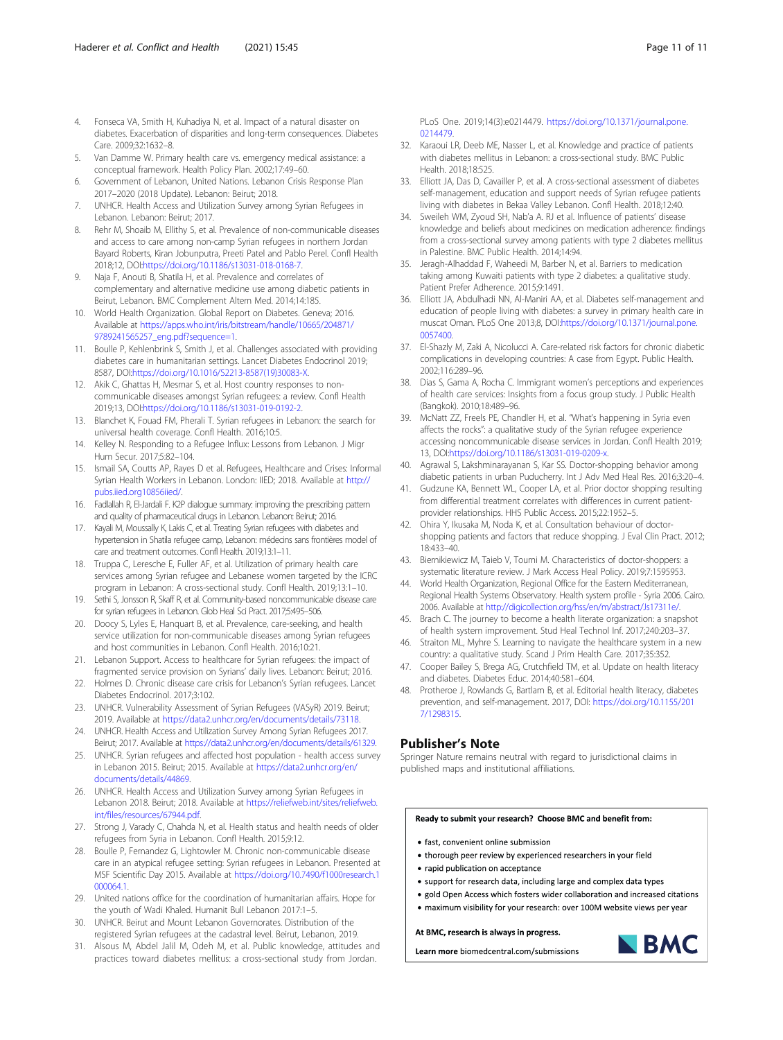4. Fonseca VA, Smith H, Kuhadiya N, et al. Impact of a natural disaster on diabetes. Exacerbation of disparities and long-term consequences. Diabetes Care. 2009;32:1632–8.
5. Van Damme W. Primary health care vs. emergency medical assistance: a conceptual framework. Health Policy Plan. 2002;17:49–60.
6. Government of Lebanon, United Nations. Lebanon Crisis Response Plan 2017–2020 (2018 Update). Lebanon: Beirut; 2018.
7. UNHCR. Health Access and Utilization Survey among Syrian Refugees in Lebanon. Lebanon: Beirut; 2017.
8. Rehr M, Shoaib M, Ellithy S, et al. Prevalence of non-communicable diseases and access to care among non-camp Syrian refugees in northern Jordan Bayard Roberts, Kiran Jobunputra, Preeti Patel and Pablo Perel. Confl Health 2018;12, DOI:https://doi.org/10.1186/s13031-018-0168-7.
9. Naja F, Anouti B, Shatila H, et al. Prevalence and correlates of complementary and alternative medicine use among diabetic patients in Beirut, Lebanon. BMC Complement Altern Med. 2014;14:185.
10. World Health Organization. Global Report on Diabetes. Geneva; 2016. Available at https://apps.who.int/iris/bitstream/handle/10665/204871/9789241565257_eng.pdf?sequence=1.
11. Boulle P, Kehlenbrink S, Smith J, et al. Challenges associated with providing diabetes care in humanitarian settings. Lancet Diabetes Endocrinol 2019; 8587, DOI:https://doi.org/10.1016/S2213-8587(19)30083-X.
12. Akik C, Ghattas H, Mesmar S, et al. Host country responses to non-communicable diseases amongst Syrian refugees: a review. Confl Health 2019;13, DOI:https://doi.org/10.1186/s13031-019-0192-2.
13. Blanchet K, Fouad FM, Pherali T. Syrian refugees in Lebanon: the search for universal health coverage. Confl Health. 2016;10:5.
14. Kelley N. Responding to a Refugee Influx: Lessons from Lebanon. J Migr Hum Secur. 2017;5:82–104.
15. Ismail SA, Coutts AP, Rayes D et al. Refugees, Healthcare and Crises: Informal Syrian Health Workers in Lebanon. London: IIED; 2018. Available at http://pubs.iied.org10856iied/.
16. Fadlallah R, El-Jardali F. K2P dialogue summary: improving the prescribing pattern and quality of pharmaceutical drugs in Lebanon. Lebanon: Beirut; 2016.
17. Kayali M, Moussally K, Lakis C, et al. Treating Syrian refugees with diabetes and hypertension in Shatila refugee camp, Lebanon: médecins sans frontières model of care and treatment outcomes. Confl Health. 2019;13:1–11.
18. Truppa C, Leresche E, Fuller AF, et al. Utilization of primary health care services among Syrian refugee and Lebanese women targeted by the ICRC program in Lebanon: A cross-sectional study. Confl Health. 2019;13:1–10.
19. Sethi S, Jonsson R, Skaff R, et al. Community-based noncommunicable disease care for syrian refugees in Lebanon. Glob Heal Sci Pract. 2017;5:495–506.
20. Doocy S, Lyles E, Hanquart B, et al. Prevalence, care-seeking, and health service utilization for non-communicable diseases among Syrian refugees and host communities in Lebanon. Confl Health. 2016;10:21.
21. Lebanon Support. Access to healthcare for Syrian refugees: the impact of fragmented service provision on Syrians' daily lives. Lebanon: Beirut; 2016.
22. Holmes D. Chronic disease care crisis for Lebanon's Syrian refugees. Lancet Diabetes Endocrinol. 2017;3:102.
23. UNHCR. Vulnerability Assessment of Syrian Refugees (VASyR) 2019. Beirut; 2019. Available at https://data2.unhcr.org/en/documents/details/73118.
24. UNHCR. Health Access and Utilization Survey Among Syrian Refugees 2017. Beirut; 2017. Available at https://data2.unhcr.org/en/documents/details/61329.
25. UNHCR. Syrian refugees and affected host population - health access survey in Lebanon 2015. Beirut; 2015. Available at https://data2.unhcr.org/en/documents/details/44869.
26. UNHCR. Health Access and Utilization Survey among Syrian Refugees in Lebanon 2018. Beirut; 2018. Available at https://reliefweb.int/sites/reliefweb.int/files/resources/67944.pdf.
27. Strong J, Varady C, Chahda N, et al. Health status and health needs of older refugees from Syria in Lebanon. Confl Health. 2015;9:12.
28. Boulle P, Fernandez G, Lightowler M. Chronic non-communicable disease care in an atypical refugee setting: Syrian refugees in Lebanon. Presented at MSF Scientific Day 2015. Available at https://doi.org/10.7490/f1000research.1000064.1.
29. United nations office for the coordination of humanitarian affairs. Hope for the youth of Wadi Khaled. Humanit Bull Lebanon 2017:1–5.
30. UNHCR. Beirut and Mount Lebanon Governorates. Distribution of the registered Syrian refugees at the cadastral level. Beirut, Lebanon, 2019.
31. Alsous M, Abdel Jalil M, Odeh M, et al. Public knowledge, attitudes and practices toward diabetes mellitus: a cross-sectional study from Jordan. PLoS One. 2019;14(3):e0214479. https://doi.org/10.1371/journal.pone.0214479.
32. Karaoui LR, Deeb ME, Nasser L, et al. Knowledge and practice of patients with diabetes mellitus in Lebanon: a cross-sectional study. BMC Public Health. 2018;18:525.
33. Elliott JA, Das D, Cavailler P, et al. A cross-sectional assessment of diabetes self-management, education and support needs of Syrian refugee patients living with diabetes in Bekaa Valley Lebanon. Confl Health. 2018;12:40.
34. Sweileh WM, Zyoud SH, Nab'a A. RJ et al. Influence of patients' disease knowledge and beliefs about medicines on medication adherence: findings from a cross-sectional survey among patients with type 2 diabetes mellitus in Palestine. BMC Public Health. 2014;14:94.
35. Jeragh-Alhaddad F, Waheedi M, Barber N, et al. Barriers to medication taking among Kuwaiti patients with type 2 diabetes: a qualitative study. Patient Prefer Adherence. 2015;9:1491.
36. Elliott JA, Abdulhadi NN, Al-Maniri AA, et al. Diabetes self-management and education of people living with diabetes: a survey in primary health care in muscat Oman. PLoS One 2013;8, DOI:https://doi.org/10.1371/journal.pone.0057400.
37. El-Shazly M, Zaki A, Nicolucci A. Care-related risk factors for chronic diabetic complications in developing countries: A case from Egypt. Public Health. 2002;116:289–96.
38. Dias S, Gama A, Rocha C. Immigrant women's perceptions and experiences of health care services: Insights from a focus group study. J Public Health (Bangkok). 2010;18:489–96.
39. McNatt ZZ, Freels PE, Chandler H, et al. "What's happening in Syria even affects the rocks": a qualitative study of the Syrian refugee experience accessing noncommunicable disease services in Jordan. Confl Health 2019; 13, DOI:https://doi.org/10.1186/s13031-019-0209-x.
40. Agrawal S, Lakshminarayanan S, Kar SS. Doctor-shopping behavior among diabetic patients in urban Puducherry. Int J Adv Med Heal Res. 2016;3:20–4.
41. Gudzune KA, Bennett WL, Cooper LA, et al. Prior doctor shopping resulting from differential treatment correlates with differences in current patient-provider relationships. HHS Public Access. 2015;22:1952–5.
42. Ohira Y, Ikusaka M, Noda K, et al. Consultation behaviour of doctor-shopping patients and factors that reduce shopping. J Eval Clin Pract. 2012; 18:433–40.
43. Biernikiewicz M, Taieb V, Toumi M. Characteristics of doctor-shoppers: a systematic literature review. J Mark Access Heal Policy. 2019;7:1595953.
44. World Health Organization, Regional Office for the Eastern Mediterranean, Regional Health Systems Observatory. Health system profile - Syria 2006. Cairo. 2006. Available at http://digicollection.org/hss/en/m/abstract/Js17311e/.
45. Brach C. The journey to become a health literate organization: a snapshot of health system improvement. Stud Heal Technol Inf. 2017;240:203–37.
46. Straiton ML, Myhre S. Learning to navigate the healthcare system in a new country: a qualitative study. Scand J Prim Health Care. 2017;35:352.
47. Cooper Bailey S, Brega AG, Crutchfield TM, et al. Update on health literacy and diabetes. Diabetes Educ. 2014;40:581–604.
48. Protheroe J, Rowlands G, Bartlam B, et al. Editorial health literacy, diabetes prevention, and self-management. 2017, DOI: https://doi.org/10.1155/2017/1298315.

## Publisher's Note

Springer Nature remains neutral with regard to jurisdictional claims in published maps and institutional affiliations.

**Ready to submit your research? Choose BMC and benefit from:**

- fast, convenient online submission
- thorough peer review by experienced researchers in your field
- rapid publication on acceptance
- support for research data, including large and complex data types
- gold Open Access which fosters wider collaboration and increased citations
- maximum visibility for your research: over 100M website views per year

**At BMC, research is always in progress.**

**Learn more** biomedcentral.com/submissions

BMC